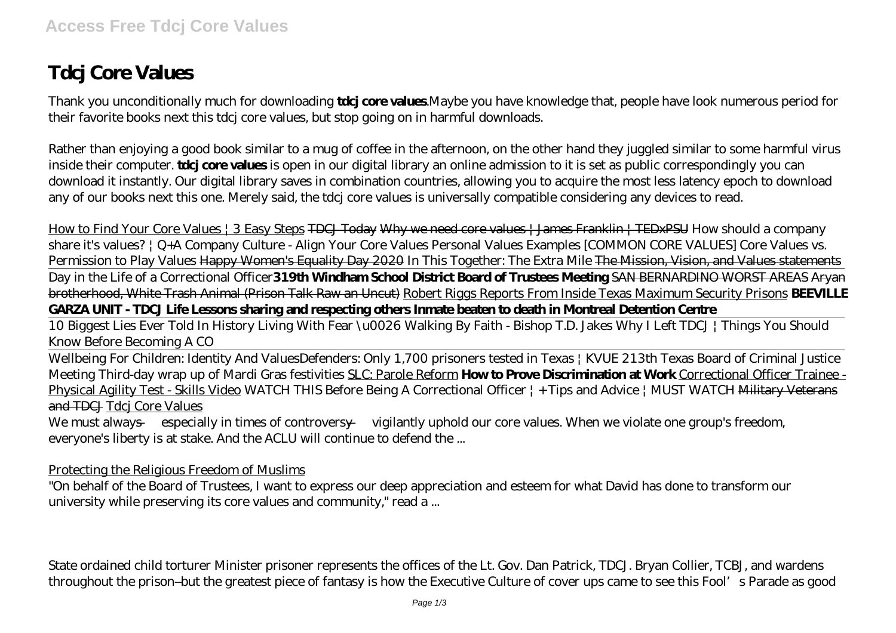# Tdcj Core Values

Thank you unconditionally much for downloading **tdcj core values**.Maybe you have knowledge that, people have look numerous period for their favorite books next this tdcj core values, but stop going on in harmful downloads.

Rather than enjoying a good book similar to a mug of coffee in the afternoon, on the other hand they juggled similar to some harmful virus inside their computer. **tdcj core values** is open in our digital library an online admission to it is set as public correspondingly you can download it instantly. Our digital library saves in combination countries, allowing you to acquire the most less latency epoch to download any of our books next this one. Merely said, the tdcj core values is universally compatible considering any devices to read.

How to Find Your Core Values | 3 Easy Steps ~~TDCJ Today~~ ~~Why we need core values | James Franklin | TEDxPSU~~ *How should a company share it's values? | Q+A Company Culture - Align Your Core Values Personal Values Examples [COMMON CORE VALUES] Core Values vs. Permission to Play Values* ~~Happy Women's Equality Day 2020~~ *In This Together: The Extra Mile* ~~The Mission, Vision, and Values statements~~ Day in the Life of a Correctional Officer**319th Windham School District Board of Trustees Meeting** ~~SAN BERNARDINO WORST AREAS~~ ~~Aryan brotherhood, White Trash Animal (Prison Talk Raw an Uncut)~~ Robert Riggs Reports From Inside Texas Maximum Security Prisons **BEEVILLE GARZA UNIT - TDCJ Life Lessons sharing and respecting others Inmate beaten to death in Montreal Detention Centre**

10 Biggest Lies Ever Told In History *Living With Fear \u0026 Walking By Faith - Bishop T.D. Jakes Why I Left TDCJ | Things You Should Know Before Becoming A CO*

Wellbeing For Children: Identity And Values*Defenders: Only 1,700 prisoners tested in Texas | KVUE 213th Texas Board of Criminal Justice Meeting Third-day wrap up of Mardi Gras festivities* SLC: Parole Reform **How to Prove Discrimination at Work** Correctional Officer Trainee - Physical Agility Test - Skills Video *WATCH THIS Before Being A Correctional Officer | + Tips and Advice | MUST WATCH* ~~Military Veterans and TDCJ~~ Tdcj Core Values

We must always — especially in times of controversy — vigilantly uphold our core values. When we violate one group's freedom, everyone's liberty is at stake. And the ACLU will continue to defend the ...

Protecting the Religious Freedom of Muslims

"On behalf of the Board of Trustees, I want to express our deep appreciation and esteem for what David has done to transform our university while preserving its core values and community," read a ...

State ordained child torturer Minister prisoner represents the offices of the Lt. Gov. Dan Patrick, TDCJ. Bryan Collier, TCBJ, and wardens throughout the prison–but the greatest piece of fantasy is how the Executive Culture of cover ups came to see this Fool's Parade as good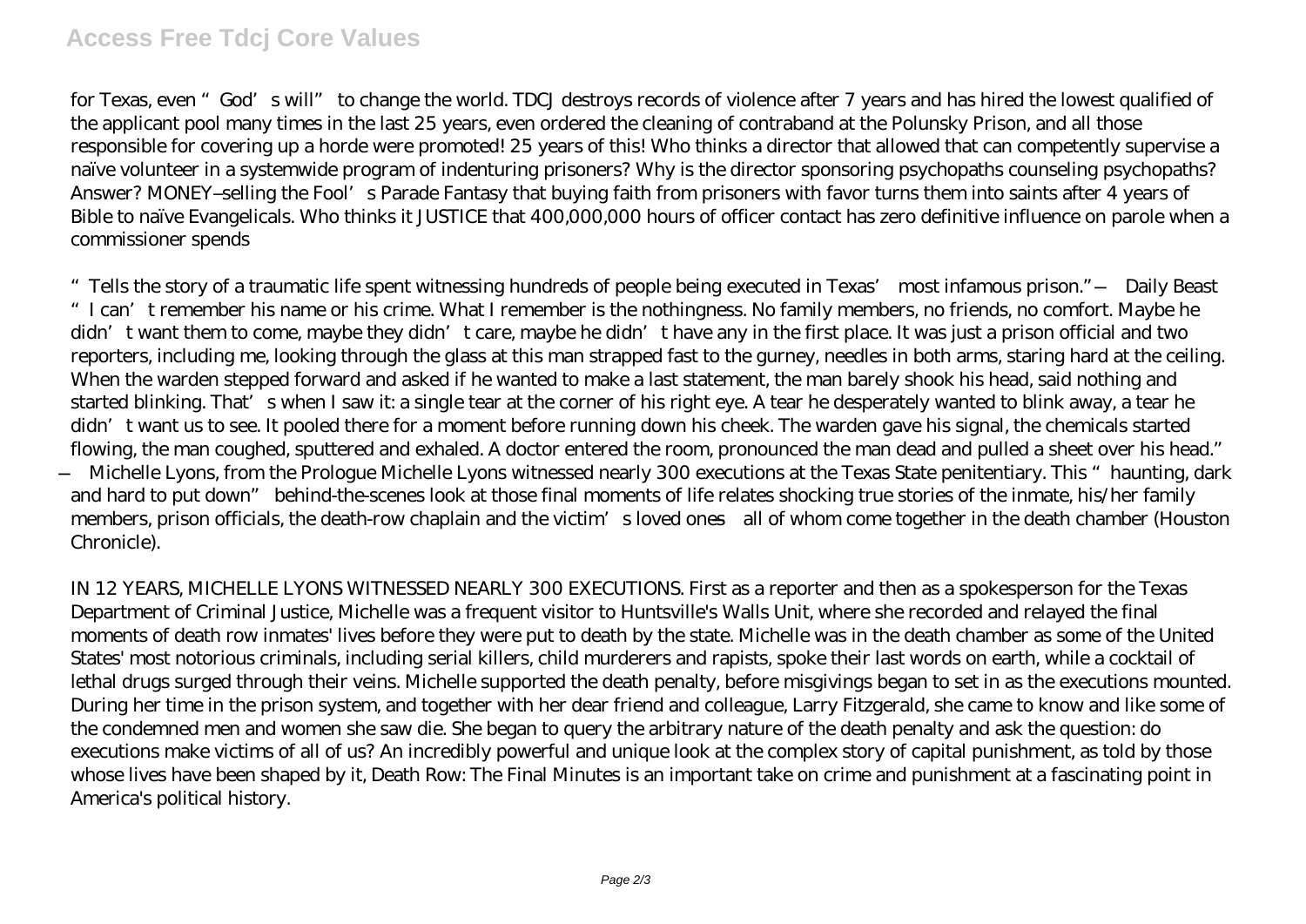for Texas, even "God's will" to change the world. TDCJ destroys records of violence after 7 years and has hired the lowest qualified of the applicant pool many times in the last 25 years, even ordered the cleaning of contraband at the Polunsky Prison, and all those responsible for covering up a horde were promoted! 25 years of this! Who thinks a director that allowed that can competently supervise a naïve volunteer in a systemwide program of indenturing prisoners? Why is the director sponsoring psychopaths counseling psychopaths? Answer? MONEY–selling the Fool's Parade Fantasy that buying faith from prisoners with favor turns them into saints after 4 years of Bible to naïve Evangelicals. Who thinks it JUSTICE that 400,000,000 hours of officer contact has zero definitive influence on parole when a commissioner spends

"Tells the story of a traumatic life spent witnessing hundreds of people being executed in Texas' most infamous prison." —Daily Beast "I can't remember his name or his crime. What I remember is the nothingness. No family members, no friends, no comfort. Maybe he didn't want them to come, maybe they didn't care, maybe he didn't have any in the first place. It was just a prison official and two reporters, including me, looking through the glass at this man strapped fast to the gurney, needles in both arms, staring hard at the ceiling. When the warden stepped forward and asked if he wanted to make a last statement, the man barely shook his head, said nothing and started blinking. That's when I saw it: a single tear at the corner of his right eye. A tear he desperately wanted to blink away, a tear he didn't want us to see. It pooled there for a moment before running down his cheek. The warden gave his signal, the chemicals started flowing, the man coughed, sputtered and exhaled. A doctor entered the room, pronounced the man dead and pulled a sheet over his head." —Michelle Lyons, from the Prologue Michelle Lyons witnessed nearly 300 executions at the Texas State penitentiary. This "haunting, dark and hard to put down" behind-the-scenes look at those final moments of life relates shocking true stories of the inmate, his/her family members, prison officials, the death-row chaplain and the victim's loved ones all of whom come together in the death chamber (Houston Chronicle).

IN 12 YEARS, MICHELLE LYONS WITNESSED NEARLY 300 EXECUTIONS. First as a reporter and then as a spokesperson for the Texas Department of Criminal Justice, Michelle was a frequent visitor to Huntsville's Walls Unit, where she recorded and relayed the final moments of death row inmates' lives before they were put to death by the state. Michelle was in the death chamber as some of the United States' most notorious criminals, including serial killers, child murderers and rapists, spoke their last words on earth, while a cocktail of lethal drugs surged through their veins. Michelle supported the death penalty, before misgivings began to set in as the executions mounted. During her time in the prison system, and together with her dear friend and colleague, Larry Fitzgerald, she came to know and like some of the condemned men and women she saw die. She began to query the arbitrary nature of the death penalty and ask the question: do executions make victims of all of us? An incredibly powerful and unique look at the complex story of capital punishment, as told by those whose lives have been shaped by it, Death Row: The Final Minutes is an important take on crime and punishment at a fascinating point in America's political history.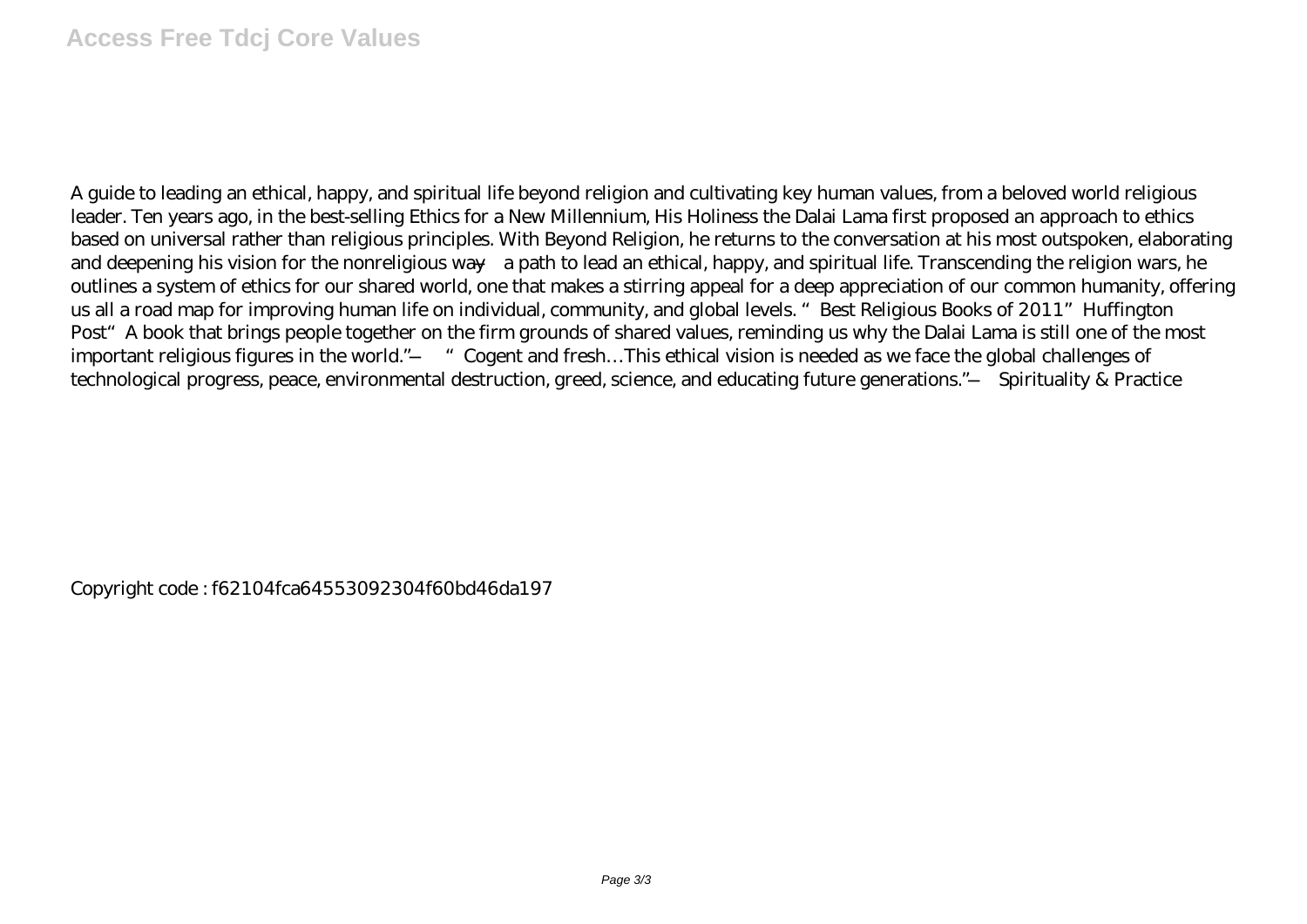A guide to leading an ethical, happy, and spiritual life beyond religion and cultivating key human values, from a beloved world religious leader. Ten years ago, in the best-selling Ethics for a New Millennium, His Holiness the Dalai Lama first proposed an approach to ethics based on universal rather than religious principles. With Beyond Religion, he returns to the conversation at his most outspoken, elaborating and deepening his vision for the nonreligious way—a path to lead an ethical, happy, and spiritual life. Transcending the religion wars, he outlines a system of ethics for our shared world, one that makes a stirring appeal for a deep appreciation of our common humanity, offering us all a road map for improving human life on individual, community, and global levels. "Best Religious Books of 2011" Huffington Post "A book that brings people together on the firm grounds of shared values, reminding us why the Dalai Lama is still one of the most important religious figures in the world."— "Cogent and fresh…This ethical vision is needed as we face the global challenges of technological progress, peace, environmental destruction, greed, science, and educating future generations."—Spirituality & Practice

Copyright code : f62104fca64553092304f60bd46da197